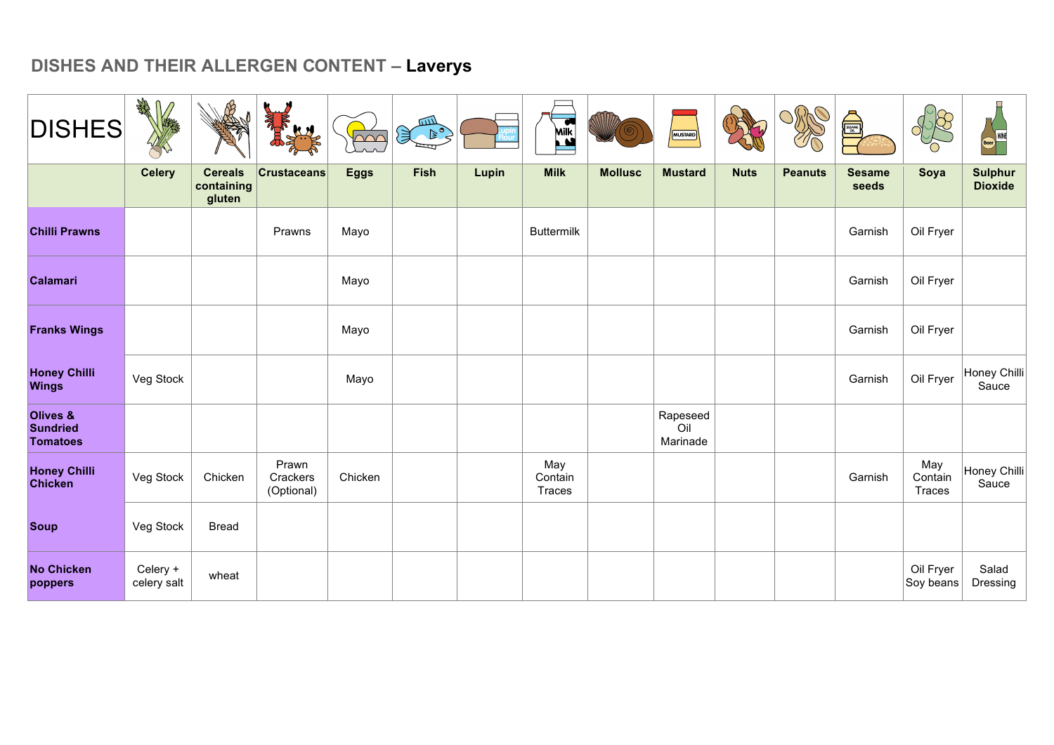# DISHES AND THEIR ALLERGEN CONTENT – **Laverys**

| DISHES | Celery | Cereals containing gluten | Crustaceans | Eggs | Fish | Lupin | Milk | Mollusc | Mustard | Nuts | Peanuts | Sesame seeds | Soya | Sulphur Dioxide |
|---|---|---|---|---|---|---|---|---|---|---|---|---|---|---|
| **Chilli Prawns** | | | Prawns | Mayo | | | Buttermilk | | | | | Garnish | Oil Fryer | |
| **Calamari** | | | | Mayo | | | | | | | | Garnish | Oil Fryer | |
| **Franks Wings** | | | | Mayo | | | | | | | | Garnish | Oil Fryer | |
| **Honey Chilli Wings** | Veg Stock | | | Mayo | | | | | | | | Garnish | Oil Fryer | Honey Chilli Sauce |
| **Olives & Sundried Tomatoes** | | | | | | | | | Rapeseed Oil Marinade | | | | | |
| **Honey Chilli Chicken** | Veg Stock | Chicken | Prawn Crackers (Optional) | Chicken | | | May Contain Traces | | | | | Garnish | May Contain Traces | Honey Chilli Sauce |
| **Soup** | Veg Stock | Bread | | | | | | | | | | | | |
| **No Chicken poppers** | Celery + celery salt | wheat | | | | | | | | | | | Oil Fryer Soy beans | Salad Dressing |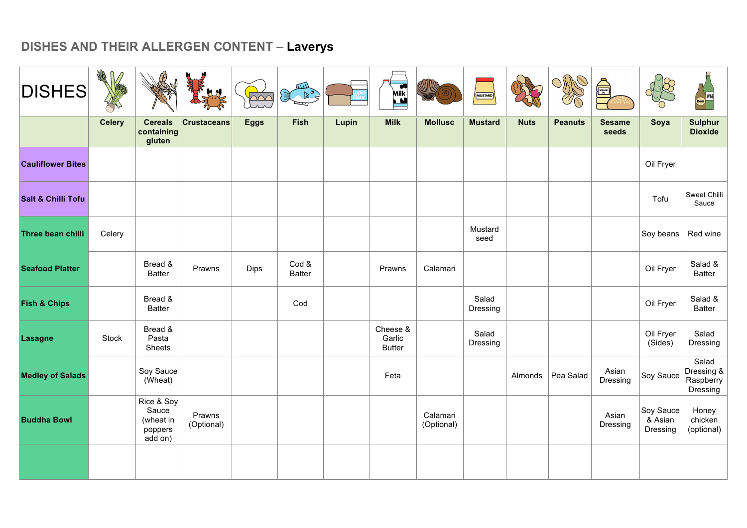## DISHES AND THEIR ALLERGEN CONTENT – **Laverys**

| DISHES | Celery | Cereals containing gluten | Crustaceans | Eggs | Fish | Lupin | Milk | Mollusc | Mustard | Nuts | Peanuts | Sesame seeds | Soya | Sulphur Dioxide |
|---|---|---|---|---|---|---|---|---|---|---|---|---|---|---|
| **Cauliflower Bites** | | | | | | | | | | | | | Oil Fryer | |
| **Salt & Chilli Tofu** | | | | | | | | | | | | | Tofu | Sweet Chilli Sauce |
| **Three bean chilli** | Celery | | | | | | | | Mustard seed | | | | Soy beans | Red wine |
| **Seafood Platter** | | Bread & Batter | Prawns | Dips | Cod & Batter | | Prawns | Calamari | | | | | Oil Fryer | Salad & Batter |
| **Fish & Chips** | | Bread & Batter | | | Cod | | | | Salad Dressing | | | | Oil Fryer | Salad & Batter |
| **Lasagne** | Stock | Bread & Pasta Sheets | | | | | Cheese & Garlic Butter | | Salad Dressing | | | | Oil Fryer (Sides) | Salad Dressing |
| **Medley of Salads** | | Soy Sauce (Wheat) | | | | | Feta | | | Almonds | Pea Salad | Asian Dressing | Soy Sauce | Salad Dressing & Raspberry Dressing |
| **Buddha Bowl** | | Rice & Soy Sauce (wheat in poppers add on) | Prawns (Optional) | | | | | Calamari (Optional) | | | | Asian Dressing | Soy Sauce & Asian Dressing | Honey chicken (optional) |
| | | | | | | | | | | | | | | |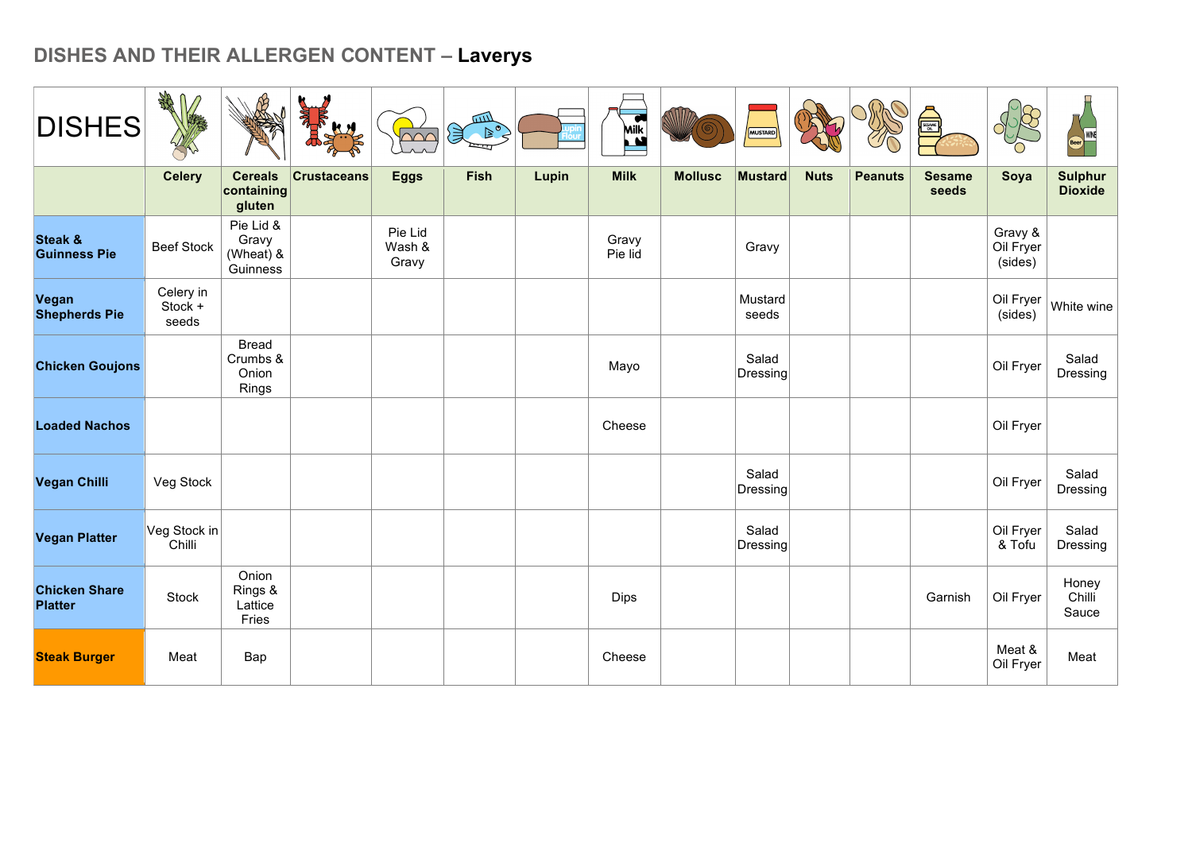## DISHES AND THEIR ALLERGEN CONTENT – **Laverys**

| DISHES | Celery | Cereals containing gluten | Crustaceans | Eggs | Fish | Lupin | Milk | Mollusc | Mustard | Nuts | Peanuts | Sesame seeds | Soya | Sulphur Dioxide |
|---|---|---|---|---|---|---|---|---|---|---|---|---|---|---|
| **Steak & Guinness Pie** | Beef Stock | Pie Lid & Gravy (Wheat) & Guinness | | Pie Lid Wash & Gravy | | | Gravy Pie lid | | Gravy | | | | Gravy & Oil Fryer (sides) | |
| **Vegan Shepherds Pie** | Celery in Stock + seeds | | | | | | | | Mustard seeds | | | | Oil Fryer (sides) | White wine |
| **Chicken Goujons** | | Bread Crumbs & Onion Rings | | | | | Mayo | | Salad Dressing | | | | Oil Fryer | Salad Dressing |
| **Loaded Nachos** | | | | | | | Cheese | | | | | | Oil Fryer | |
| **Vegan Chilli** | Veg Stock | | | | | | | | Salad Dressing | | | | Oil Fryer | Salad Dressing |
| **Vegan Platter** | Veg Stock in Chilli | | | | | | | | Salad Dressing | | | | Oil Fryer & Tofu | Salad Dressing |
| **Chicken Share Platter** | Stock | Onion Rings & Lattice Fries | | | | | Dips | | | | | Garnish | Oil Fryer | Honey Chilli Sauce |
| **Steak Burger** | Meat | Bap | | | | | Cheese | | | | | | Meat & Oil Fryer | Meat |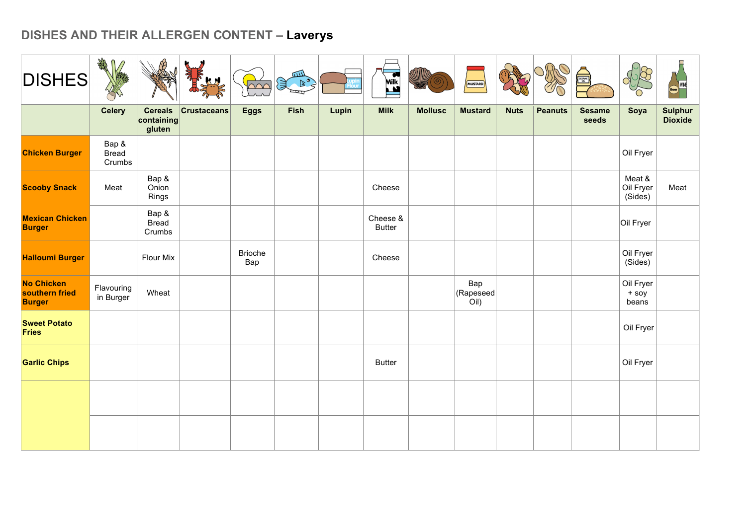## DISHES AND THEIR ALLERGEN CONTENT – **Laverys**

| DISHES | Celery | Cereals containing gluten | Crustaceans | Eggs | Fish | Lupin | Milk | Mollusc | Mustard | Nuts | Peanuts | Sesame seeds | Soya | Sulphur Dioxide |
|---|---|---|---|---|---|---|---|---|---|---|---|---|---|---|
| **Chicken Burger** | Bap & Bread Crumbs | | | | | | | | | | | | Oil Fryer | |
| **Scooby Snack** | Meat | Bap & Onion Rings | | | | | Cheese | | | | | | Meat & Oil Fryer (Sides) | Meat |
| **Mexican Chicken Burger** | | Bap & Bread Crumbs | | | | | Cheese & Butter | | | | | | Oil Fryer | |
| **Halloumi Burger** | | Flour Mix | | Brioche Bap | | | Cheese | | | | | | Oil Fryer (Sides) | |
| **No Chicken southern fried Burger** | Flavouring in Burger | Wheat | | | | | | | Bap (Rapeseed Oil) | | | | Oil Fryer + soy beans | |
| **Sweet Potato Fries** | | | | | | | | | | | | | Oil Fryer | |
| **Garlic Chips** | | | | | | | Butter | | | | | | Oil Fryer | |
| | | | | | | | | | | | | | | |
| | | | | | | | | | | | | | | |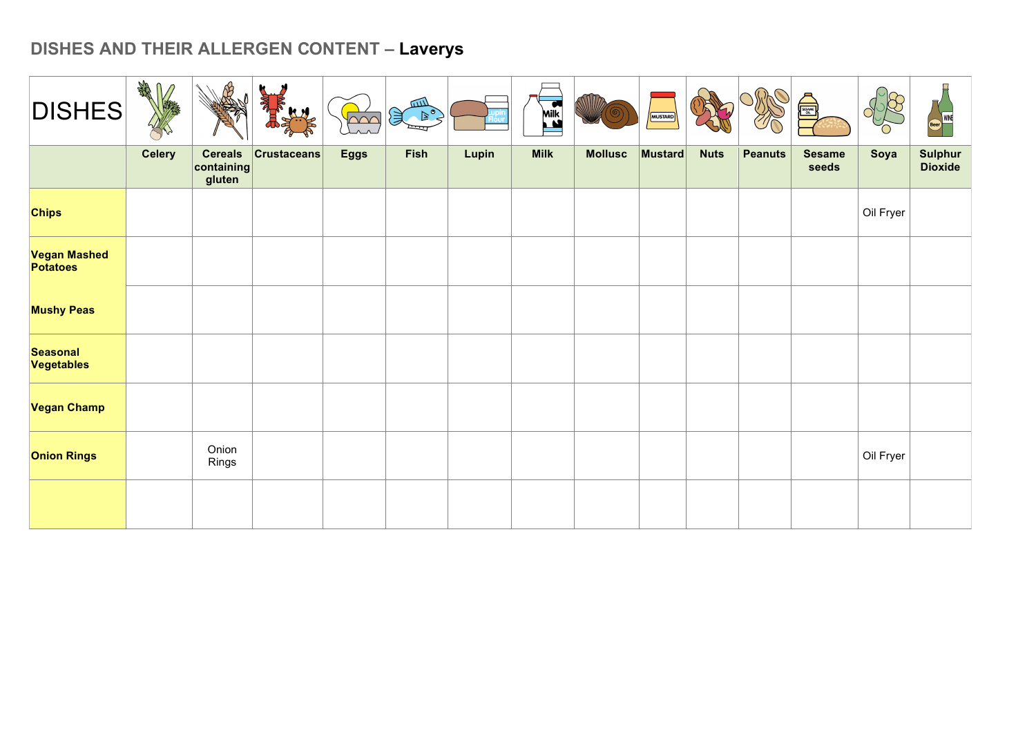## DISHES AND THEIR ALLERGEN CONTENT – **Laverys**

| DISHES | Celery | Cereals containing gluten | Crustaceans | Eggs | Fish | Lupin | Milk | Mollusc | Mustard | Nuts | Peanuts | Sesame seeds | Soya | Sulphur Dioxide |
|---|---|---|---|---|---|---|---|---|---|---|---|---|---|---|
| **Chips** | | | | | | | | | | | | | Oil Fryer | |
| **Vegan Mashed Potatoes** | | | | | | | | | | | | | | |
| **Mushy Peas** | | | | | | | | | | | | | | |
| **Seasonal Vegetables** | | | | | | | | | | | | | | |
| **Vegan Champ** | | | | | | | | | | | | | | |
| **Onion Rings** | | Onion Rings | | | | | | | | | | | Oil Fryer | |
| | | | | | | | | | | | | | | |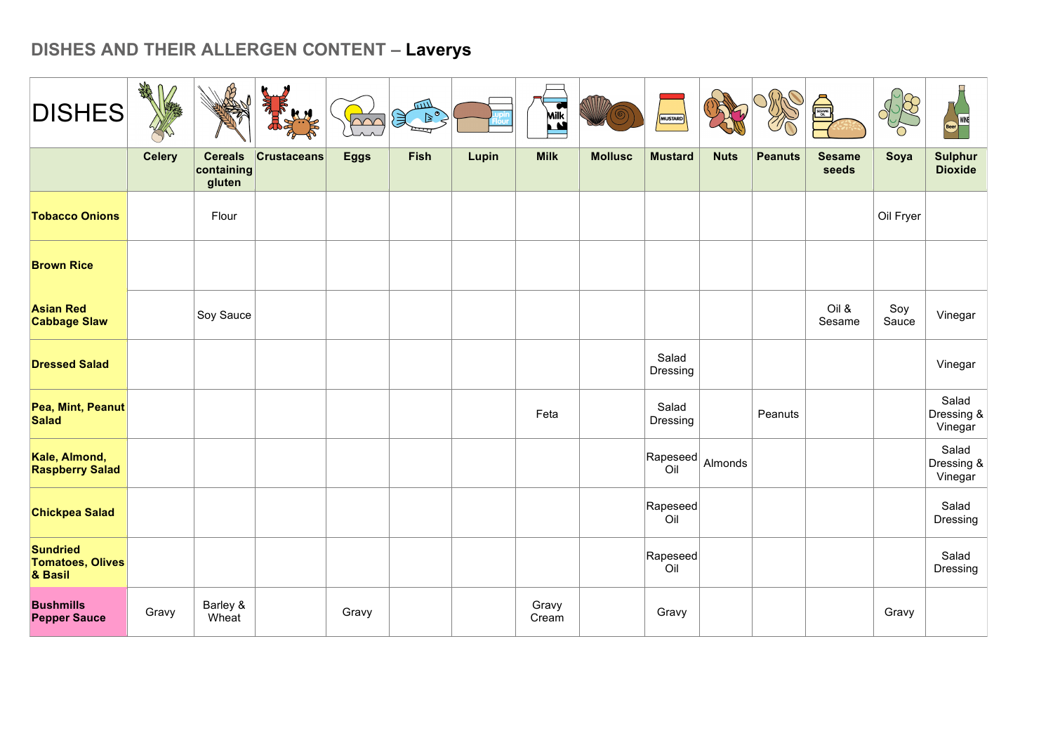## DISHES AND THEIR ALLERGEN CONTENT – **Laverys**

| DISHES | Celery | Cereals containing gluten | Crustaceans | Eggs | Fish | Lupin | Milk | Mollusc | Mustard | Nuts | Peanuts | Sesame seeds | Soya | Sulphur Dioxide |
|---|---|---|---|---|---|---|---|---|---|---|---|---|---|---|
| **Tobacco Onions** | | Flour | | | | | | | | | | | Oil Fryer | |
| **Brown Rice** | | | | | | | | | | | | | | |
| **Asian Red Cabbage Slaw** | | Soy Sauce | | | | | | | | | | Oil & Sesame | Soy Sauce | Vinegar |
| **Dressed Salad** | | | | | | | | | Salad Dressing | | | | | Vinegar |
| **Pea, Mint, Peanut Salad** | | | | | | | Feta | | Salad Dressing | | Peanuts | | | Salad Dressing & Vinegar |
| **Kale, Almond, Raspberry Salad** | | | | | | | | | Rapeseed Oil | Almonds | | | | Salad Dressing & Vinegar |
| **Chickpea Salad** | | | | | | | | | Rapeseed Oil | | | | | Salad Dressing |
| **Sundried Tomatoes, Olives & Basil** | | | | | | | | | Rapeseed Oil | | | | | Salad Dressing |
| **Bushmills Pepper Sauce** | Gravy | Barley & Wheat | | Gravy | | | Gravy Cream | | Gravy | | | | Gravy | |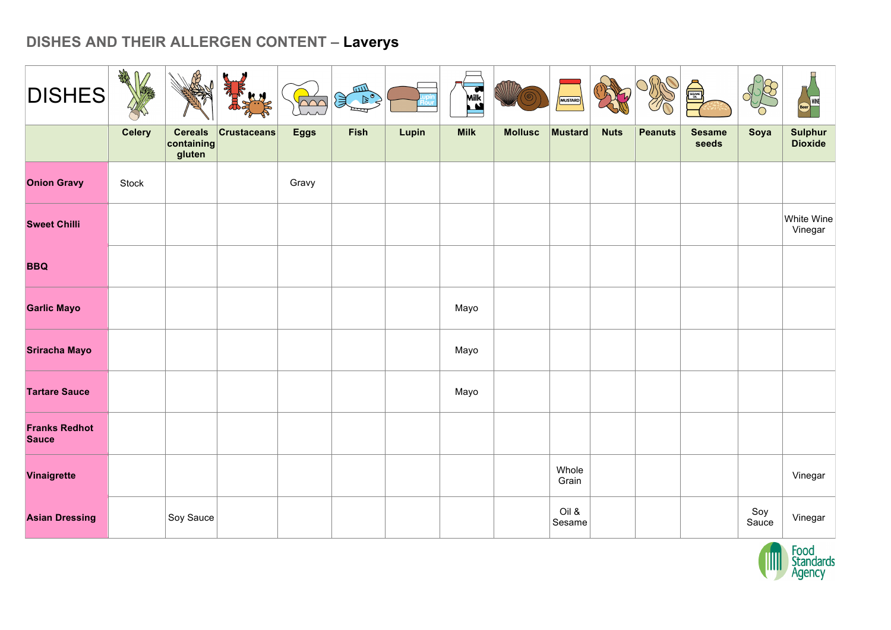# DISHES AND THEIR ALLERGEN CONTENT – **Laverys**

| DISHES | Celery | Cereals containing gluten | Crustaceans | Eggs | Fish | Lupin | Milk | Mollusc | Mustard | Nuts | Peanuts | Sesame seeds | Soya | Sulphur Dioxide |
|---|---|---|---|---|---|---|---|---|---|---|---|---|---|---|
| **Onion Gravy** | Stock | | | Gravy | | | | | | | | | | |
| **Sweet Chilli** | | | | | | | | | | | | | | White Wine Vinegar |
| **BBQ** | | | | | | | | | | | | | | |
| **Garlic Mayo** | | | | | | | Mayo | | | | | | | |
| **Sriracha Mayo** | | | | | | | Mayo | | | | | | | |
| **Tartare Sauce** | | | | | | | Mayo | | | | | | | |
| **Franks Redhot Sauce** | | | | | | | | | | | | | | |
| **Vinaigrette** | | | | | | | | | Whole Grain | | | | | Vinegar |
| **Asian Dressing** | | Soy Sauce | | | | | | | Oil & Sesame | | | | Soy Sauce | Vinegar |

Food Standards Agency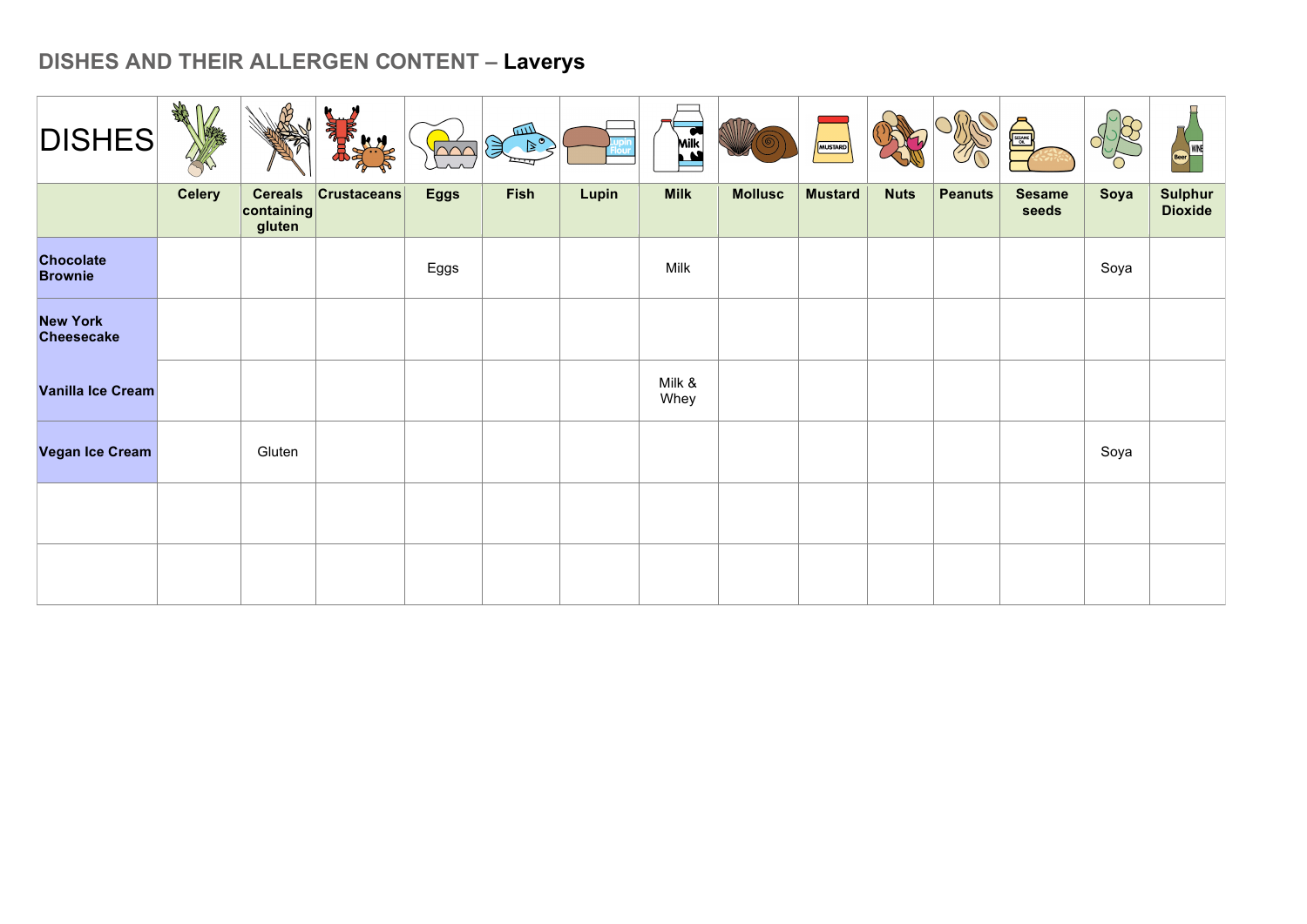## DISHES AND THEIR ALLERGEN CONTENT – **Laverys**

| DISHES | Celery | Cereals containing gluten | Crustaceans | Eggs | Fish | Lupin | Milk | Mollusc | Mustard | Nuts | Peanuts | Sesame seeds | Soya | Sulphur Dioxide |
|---|---|---|---|---|---|---|---|---|---|---|---|---|---|---|
| **Chocolate Brownie** | | | | Eggs | | | Milk | | | | | | Soya | |
| **New York Cheesecake** | | | | | | | | | | | | | | |
| **Vanilla Ice Cream** | | | | | | | Milk & Whey | | | | | | | |
| **Vegan Ice Cream** | | Gluten | | | | | | | | | | | Soya | |
| | | | | | | | | | | | | | | |
| | | | | | | | | | | | | | | |